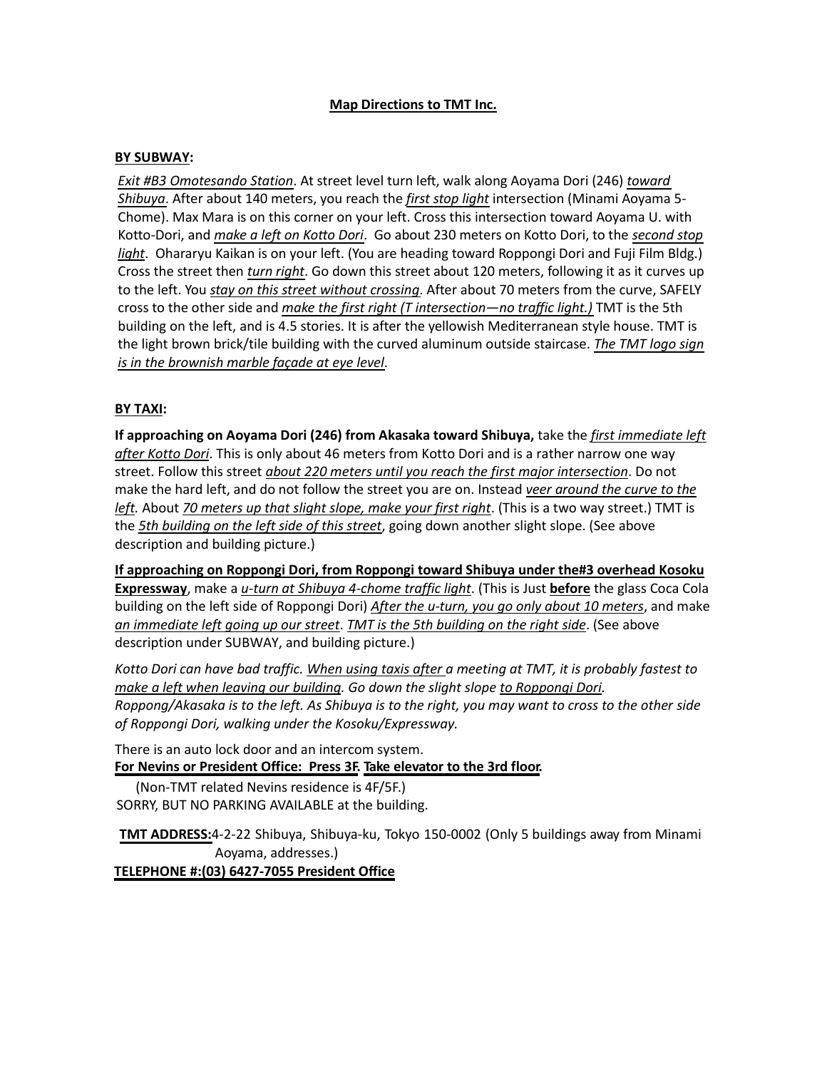# Map Directions to TMT Inc.

## BY SUBWAY:

*Exit #B3 Omotesando Station*. At street level turn left, walk along Aoyama Dori (246) *toward Shibuya*. After about 140 meters, you reach the *first stop light* intersection (Minami Aoyama 5-Chome). Max Mara is on this corner on your left. Cross this intersection toward Aoyama U. with Kotto-Dori, and *make a left on Kotto Dori*. Go about 230 meters on Kotto Dori, to the *second stop light*. Ohararyu Kaikan is on your left. (You are heading toward Roppongi Dori and Fuji Film Bldg.) Cross the street then *turn right*. Go down this street about 120 meters, following it as it curves up to the left. You *stay on this street without crossing*. After about 70 meters from the curve, SAFELY cross to the other side and *make the first right (T intersection—no traffic light.)* TMT is the 5th building on the left, and is 4.5 stories. It is after the yellowish Mediterranean style house. TMT is the light brown brick/tile building with the curved aluminum outside staircase. *The TMT logo sign is in the brownish marble façade at eye level*.

## BY TAXI:

**If approaching on Aoyama Dori (246) from Akasaka toward Shibuya,** take the *first immediate left after Kotto Dori*. This is only about 46 meters from Kotto Dori and is a rather narrow one way street. Follow this street *about 220 meters until you reach the first major intersection*. Do not make the hard left, and do not follow the street you are on. Instead *veer around the curve to the left.* About *70 meters up that slight slope, make your first right*. (This is a two way street.) TMT is the *5th building on the left side of this street*, going down another slight slope. (See above description and building picture.)

**If approaching on Roppongi Dori, from Roppongi toward Shibuya under the#3 overhead Kosoku Expressway**, make a *u-turn at Shibuya 4-chome traffic light*. (This is Just **before** the glass Coca Cola building on the left side of Roppongi Dori) *After the u-turn, you go only about 10 meters*, and make *an immediate left going up our street*. *TMT is the 5th building on the right side*. (See above description under SUBWAY, and building picture.)

*Kotto Dori can have bad traffic. When using taxis after a meeting at TMT, it is probably fastest to make a left when leaving our building. Go down the slight slope to Roppongi Dori. Roppong/Akasaka is to the left. As Shibuya is to the right, you may want to cross to the other side of Roppongi Dori, walking under the Kosoku/Expressway.*

There is an auto lock door and an intercom system.
**For Nevins or President Office: Press 3F. Take elevator to the 3rd floor.**

(Non-TMT related Nevins residence is 4F/5F.)
SORRY, BUT NO PARKING AVAILABLE at the building.

**TMT ADDRESS:**4-2-22 Shibuya, Shibuya-ku, Tokyo 150-0002 (Only 5 buildings away from Minami Aoyama, addresses.)

**TELEPHONE #:(03) 6427-7055 President Office**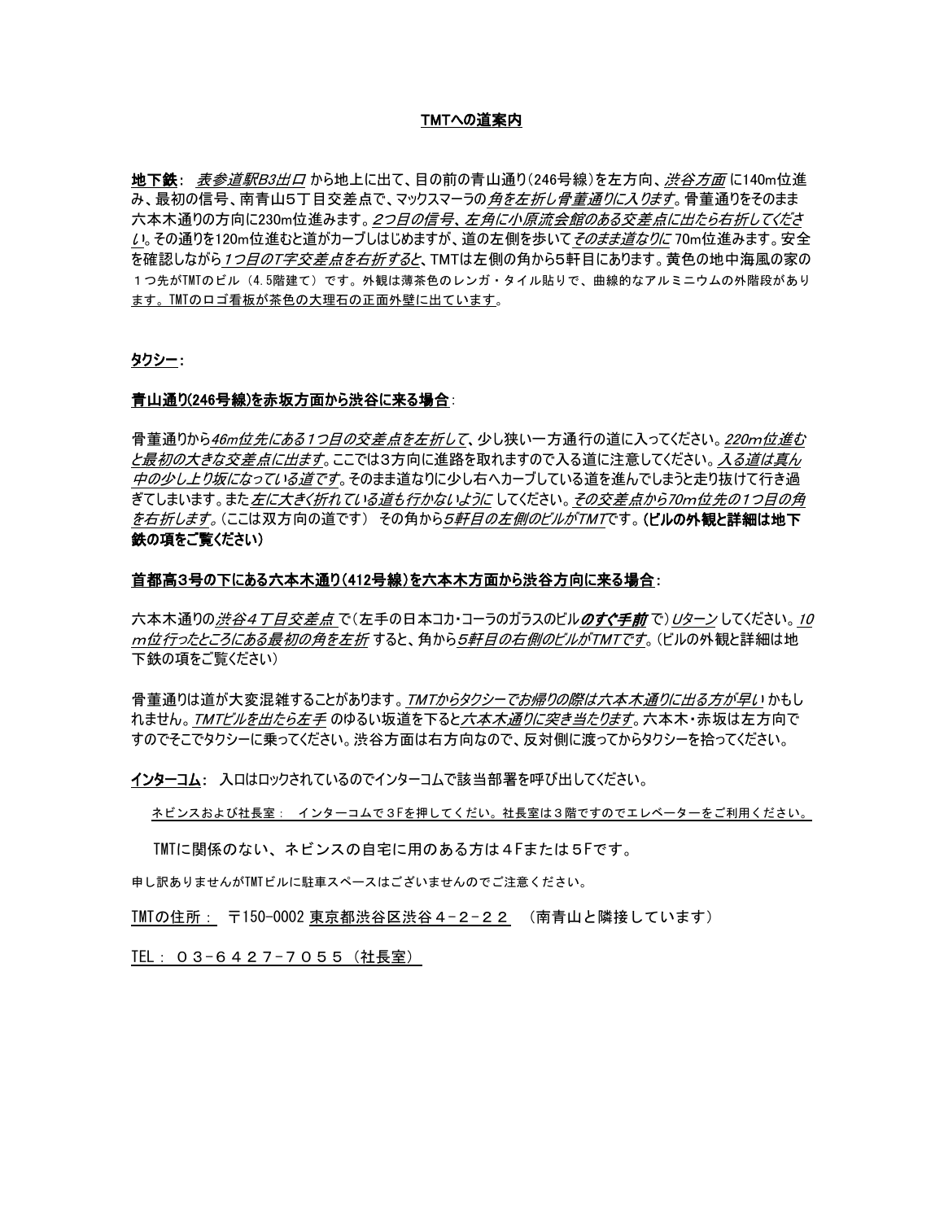# TMTへの道案内

**地下鉄**： *表参道駅B3出口* から地上に出て、目の前の青山通り(246号線)を左方向、*渋谷方面* に140m位進み、最初の信号、南青山5丁目交差点で、マックスマーラの*角を左折し骨董通りに入ります*。骨董通りをそのまま六本木通りの方向に230m位進みます。*2つ目の信号、左角に小原流会館のある交差点に出たら右折してください*。その通りを120m位進むと道がカーブしはじめますが、道の左側を歩いて*そのまま道なりに* 70m位進みます。安全を確認しながら*1つ目のT字交差点を右折すると*、TMTは左側の角から5軒目にあります。黄色の地中海風の家の１つ先がTMTのビル（4.5階建て）です。外観は薄茶色のレンガ・タイル貼りで、曲線的なアルミニウムの外階段があります。TMTのロゴ看板が茶色の大理石の正面外壁に出ています。

**タクシー**：

**青山通り(246号線)を赤坂方面から渋谷に来る場合**：

骨董通りから*46m位先にある1つ目の交差点を左折して*、少し狭い一方通行の道に入ってください。*220m位進むと最初の大きな交差点に出ます*。ここでは3方向に進路を取れますので入る道に注意してください。*入る道は真ん中の少し上り坂になっている道です*。そのまま道なりに少し右へカーブしている道を進んでしまうと走り抜けて行き過ぎてしまいます。また*左に大きく折れている道も行かないように* してください。*その交差点から70m位先の1つ目の角を右折します*。（ここは双方向の道です） その角から*5軒目の左側のビルがTMT*です。**(ビルの外観と詳細は地下鉄の項をご覧ください)**

**首都高3号の下にある六本木通り(412号線)を六本木方面から渋谷方向に来る場合**：

六本木通りの*渋谷４丁目交差点* で（左手の日本コカ・コーラのガラスのビル***のすぐ手前*** で）*Uターン* してください。*10m位行ったところにある最初の角を左折* すると、角から*5軒目の右側のビルがTMTです*。（ビルの外観と詳細は地下鉄の項をご覧ください）

骨董通りは道が大変混雑することがあります。*TMTからタクシーでお帰りの際は六本木通りに出る方が早い* かもしれません。*TMTビルを出たら左手* のゆるい坂道を下ると*六本木通りに突き当たります*。六本木・赤坂は左方向ですのでそこでタクシーに乗ってください。渋谷方面は右方向なので、反対側に渡ってからタクシーを拾ってください。

**インターコム**： 入口はロックされているのでインターコムで該当部署を呼び出してください。

ネビンスおよび社長室： インターコムで３Fを押してくだい。社長室は３階ですのでエレベーターをご利用ください。

TMTに関係のない、ネビンスの自宅に用のある方は４Fまたは５Fです。

申し訳ありませんがTMTビルに駐車スペースはございませんのでご注意ください。

TMTの住所： 〒150-0002 東京都渋谷区渋谷４－２－２２ （南青山と隣接しています）

TEL： ０３－６４２７－７０５５（社長室）